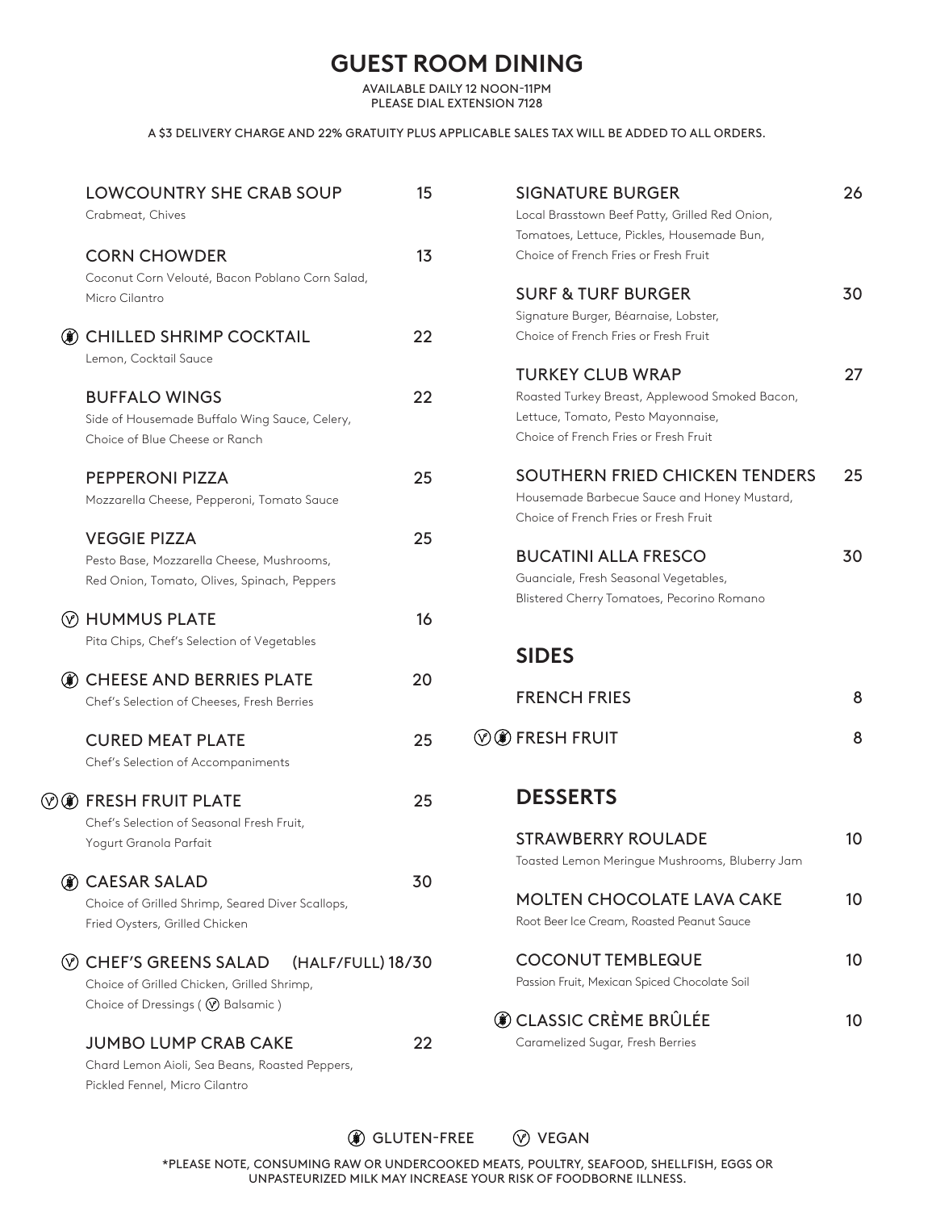# GUEST ROOM DINING

AVAILABLE DAILY 12 NOON-11PM
PLEASE DIAL EXTENSION 7128

A $3 DELIVERY CHARGE AND 22% GRATUITY PLUS APPLICABLE SALES TAX WILL BE ADDED TO ALL ORDERS.

**LOWCOUNTRY SHE CRAB SOUP** 15
Crabmeat, Chives

**CORN CHOWDER** 13
Coconut Corn Velouté, Bacon Poblano Corn Salad, Micro Cilantro

(GF) **CHILLED SHRIMP COCKTAIL** 22
Lemon, Cocktail Sauce

**BUFFALO WINGS** 22
Side of Housemade Buffalo Wing Sauce, Celery, Choice of Blue Cheese or Ranch

**PEPPERONI PIZZA** 25
Mozzarella Cheese, Pepperoni, Tomato Sauce

**VEGGIE PIZZA** 25
Pesto Base, Mozzarella Cheese, Mushrooms, Red Onion, Tomato, Olives, Spinach, Peppers

(V) **HUMMUS PLATE** 16
Pita Chips, Chef's Selection of Vegetables

(GF) **CHEESE AND BERRIES PLATE** 20
Chef's Selection of Cheeses, Fresh Berries

**CURED MEAT PLATE** 25
Chef's Selection of Accompaniments

(V) (GF) **FRESH FRUIT PLATE** 25
Chef's Selection of Seasonal Fresh Fruit, Yogurt Granola Parfait

(GF) **CAESAR SALAD** 30
Choice of Grilled Shrimp, Seared Diver Scallops, Fried Oysters, Grilled Chicken

(V) **CHEF'S GREENS SALAD** (HALF/FULL) 18/30
Choice of Grilled Chicken, Grilled Shrimp, Choice of Dressings ( (V) Balsamic )

**JUMBO LUMP CRAB CAKE** 22
Chard Lemon Aioli, Sea Beans, Roasted Peppers, Pickled Fennel, Micro Cilantro

**SIGNATURE BURGER** 26
Local Brasstown Beef Patty, Grilled Red Onion, Tomatoes, Lettuce, Pickles, Housemade Bun, Choice of French Fries or Fresh Fruit

**SURF & TURF BURGER** 30
Signature Burger, Béarnaise, Lobster, Choice of French Fries or Fresh Fruit

**TURKEY CLUB WRAP** 27
Roasted Turkey Breast, Applewood Smoked Bacon, Lettuce, Tomato, Pesto Mayonnaise, Choice of French Fries or Fresh Fruit

**SOUTHERN FRIED CHICKEN TENDERS** 25
Housemade Barbecue Sauce and Honey Mustard, Choice of French Fries or Fresh Fruit

**BUCATINI ALLA FRESCO** 30
Guanciale, Fresh Seasonal Vegetables, Blistered Cherry Tomatoes, Pecorino Romano

## SIDES

**FRENCH FRIES** 8

(V) (GF) **FRESH FRUIT** 8

## DESSERTS

**STRAWBERRY ROULADE** 10
Toasted Lemon Meringue Mushrooms, Bluberry Jam

**MOLTEN CHOCOLATE LAVA CAKE** 10
Root Beer Ice Cream, Roasted Peanut Sauce

**COCONUT TEMBLEQUE** 10
Passion Fruit, Mexican Spiced Chocolate Soil

(GF) **CLASSIC CRÈME BRÛLÉE** 10
Caramelized Sugar, Fresh Berries

(GF) GLUTEN-FREE (V) VEGAN

*PLEASE NOTE, CONSUMING RAW OR UNDERCOOKED MEATS, POULTRY, SEAFOOD, SHELLFISH, EGGS OR UNPASTEURIZED MILK MAY INCREASE YOUR RISK OF FOODBORNE ILLNESS.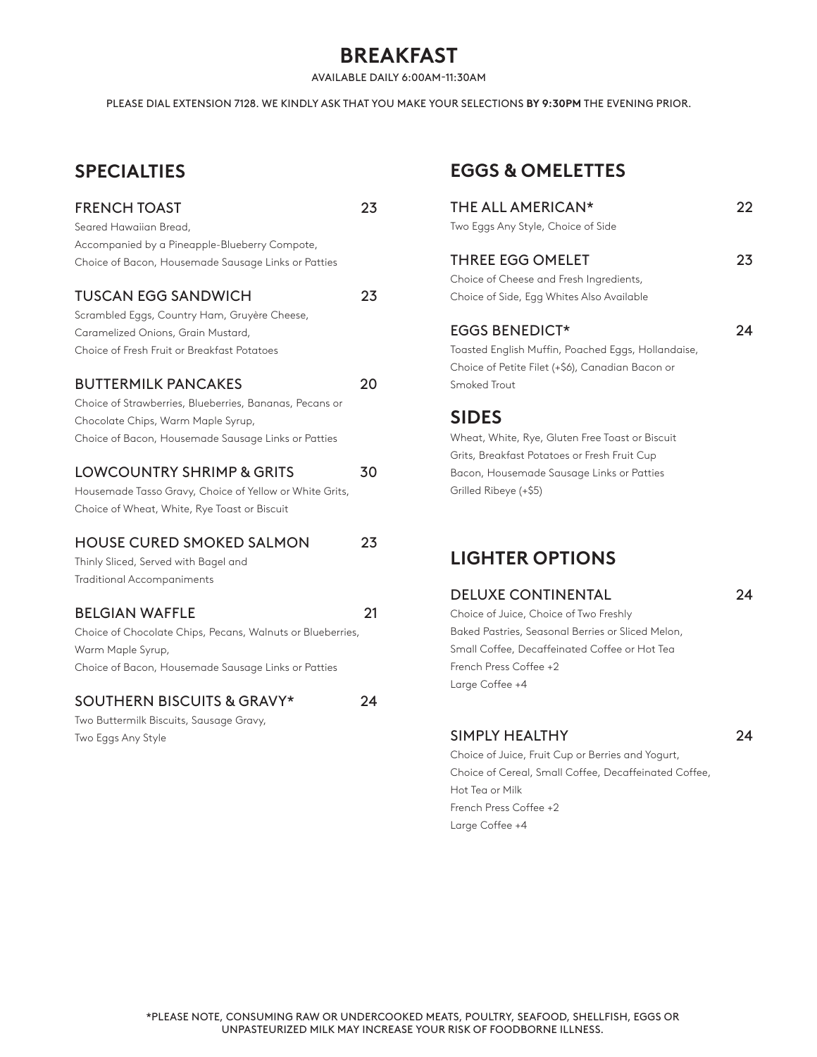# BREAKFAST

AVAILABLE DAILY 6:00AM-11:30AM

PLEASE DIAL EXTENSION 7128. WE KINDLY ASK THAT YOU MAKE YOUR SELECTIONS **BY 9:30PM** THE EVENING PRIOR.

## SPECIALTIES

### FRENCH TOAST — 23

Seared Hawaiian Bread,
Accompanied by a Pineapple-Blueberry Compote,
Choice of Bacon, Housemade Sausage Links or Patties

### TUSCAN EGG SANDWICH — 23

Scrambled Eggs, Country Ham, Gruyère Cheese,
Caramelized Onions, Grain Mustard,
Choice of Fresh Fruit or Breakfast Potatoes

### BUTTERMILK PANCAKES — 20

Choice of Strawberries, Blueberries, Bananas, Pecans or
Chocolate Chips, Warm Maple Syrup,
Choice of Bacon, Housemade Sausage Links or Patties

### LOWCOUNTRY SHRIMP & GRITS — 30

Housemade Tasso Gravy, Choice of Yellow or White Grits,
Choice of Wheat, White, Rye Toast or Biscuit

### HOUSE CURED SMOKED SALMON — 23

Thinly Sliced, Served with Bagel and
Traditional Accompaniments

### BELGIAN WAFFLE — 21

Choice of Chocolate Chips, Pecans, Walnuts or Blueberries,
Warm Maple Syrup,
Choice of Bacon, Housemade Sausage Links or Patties

### SOUTHERN BISCUITS & GRAVY* — 24

Two Buttermilk Biscuits, Sausage Gravy,
Two Eggs Any Style

## EGGS & OMELETTES

### THE ALL AMERICAN* — 22

Two Eggs Any Style, Choice of Side

### THREE EGG OMELET — 23

Choice of Cheese and Fresh Ingredients,
Choice of Side, Egg Whites Also Available

### EGGS BENEDICT* — 24

Toasted English Muffin, Poached Eggs, Hollandaise,
Choice of Petite Filet (+$6), Canadian Bacon or
Smoked Trout

## SIDES

Wheat, White, Rye, Gluten Free Toast or Biscuit
Grits, Breakfast Potatoes or Fresh Fruit Cup
Bacon, Housemade Sausage Links or Patties
Grilled Ribeye (+$5)

## LIGHTER OPTIONS

### DELUXE CONTINENTAL — 24

Choice of Juice, Choice of Two Freshly
Baked Pastries, Seasonal Berries or Sliced Melon,
Small Coffee, Decaffeinated Coffee or Hot Tea
French Press Coffee +2
Large Coffee +4

### SIMPLY HEALTHY — 24

Choice of Juice, Fruit Cup or Berries and Yogurt,
Choice of Cereal, Small Coffee, Decaffeinated Coffee,
Hot Tea or Milk
French Press Coffee +2
Large Coffee +4

*PLEASE NOTE, CONSUMING RAW OR UNDERCOOKED MEATS, POULTRY, SEAFOOD, SHELLFISH, EGGS OR UNPASTEURIZED MILK MAY INCREASE YOUR RISK OF FOODBORNE ILLNESS.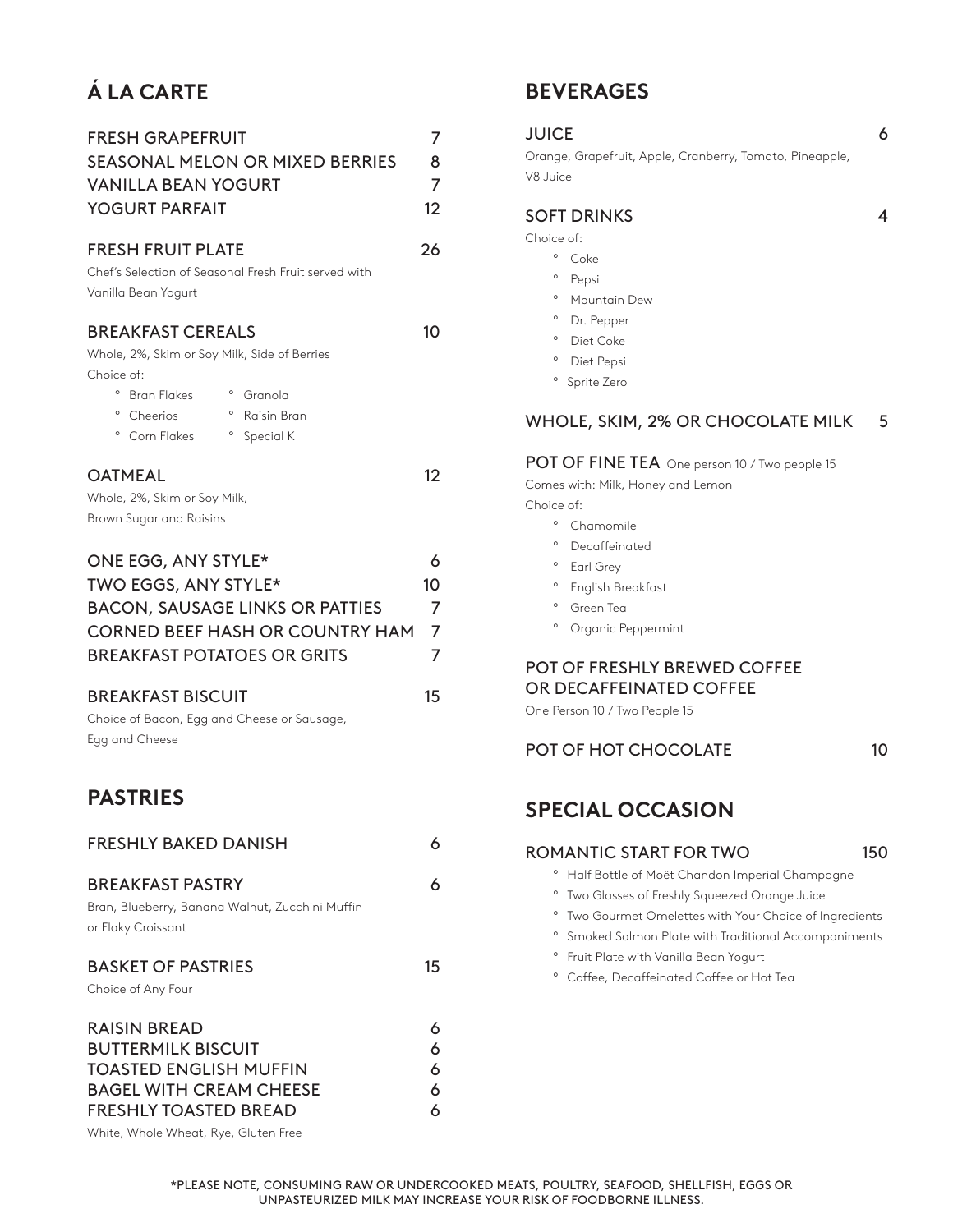## Á LA CARTE

FRESH GRAPEFRUIT 7
SEASONAL MELON OR MIXED BERRIES 8
VANILLA BEAN YOGURT 7
YOGURT PARFAIT 12

FRESH FRUIT PLATE 26
Chef's Selection of Seasonal Fresh Fruit served with Vanilla Bean Yogurt

BREAKFAST CEREALS 10
Whole, 2%, Skim or Soy Milk, Side of Berries
Choice of:
- Bran Flakes
- Cheerios
- Corn Flakes
- Granola
- Raisin Bran
- Special K

OATMEAL 12
Whole, 2%, Skim or Soy Milk, Brown Sugar and Raisins

ONE EGG, ANY STYLE* 6
TWO EGGS, ANY STYLE* 10
BACON, SAUSAGE LINKS OR PATTIES 7
CORNED BEEF HASH OR COUNTRY HAM 7
BREAKFAST POTATOES OR GRITS 7

BREAKFAST BISCUIT 15
Choice of Bacon, Egg and Cheese or Sausage, Egg and Cheese

## PASTRIES

FRESHLY BAKED DANISH 6

BREAKFAST PASTRY 6
Bran, Blueberry, Banana Walnut, Zucchini Muffin or Flaky Croissant

BASKET OF PASTRIES 15
Choice of Any Four

RAISIN BREAD 6
BUTTERMILK BISCUIT 6
TOASTED ENGLISH MUFFIN 6
BAGEL WITH CREAM CHEESE 6
FRESHLY TOASTED BREAD 6
White, Whole Wheat, Rye, Gluten Free

## BEVERAGES

JUICE 6
Orange, Grapefruit, Apple, Cranberry, Tomato, Pineapple, V8 Juice

SOFT DRINKS 4
Choice of:
- Coke
- Pepsi
- Mountain Dew
- Dr. Pepper
- Diet Coke
- Diet Pepsi
- Sprite Zero

WHOLE, SKIM, 2% OR CHOCOLATE MILK 5

POT OF FINE TEA One person 10 / Two people 15
Comes with: Milk, Honey and Lemon
Choice of:
- Chamomile
- Decaffeinated
- Earl Grey
- English Breakfast
- Green Tea
- Organic Peppermint

POT OF FRESHLY BREWED COFFEE OR DECAFFEINATED COFFEE
One Person 10 / Two People 15

POT OF HOT CHOCOLATE 10

## SPECIAL OCCASION

ROMANTIC START FOR TWO 150
- Half Bottle of Moët Chandon Imperial Champagne
- Two Glasses of Freshly Squeezed Orange Juice
- Two Gourmet Omelettes with Your Choice of Ingredients
- Smoked Salmon Plate with Traditional Accompaniments
- Fruit Plate with Vanilla Bean Yogurt
- Coffee, Decaffeinated Coffee or Hot Tea

*PLEASE NOTE, CONSUMING RAW OR UNDERCOOKED MEATS, POULTRY, SEAFOOD, SHELLFISH, EGGS OR UNPASTEURIZED MILK MAY INCREASE YOUR RISK OF FOODBORNE ILLNESS.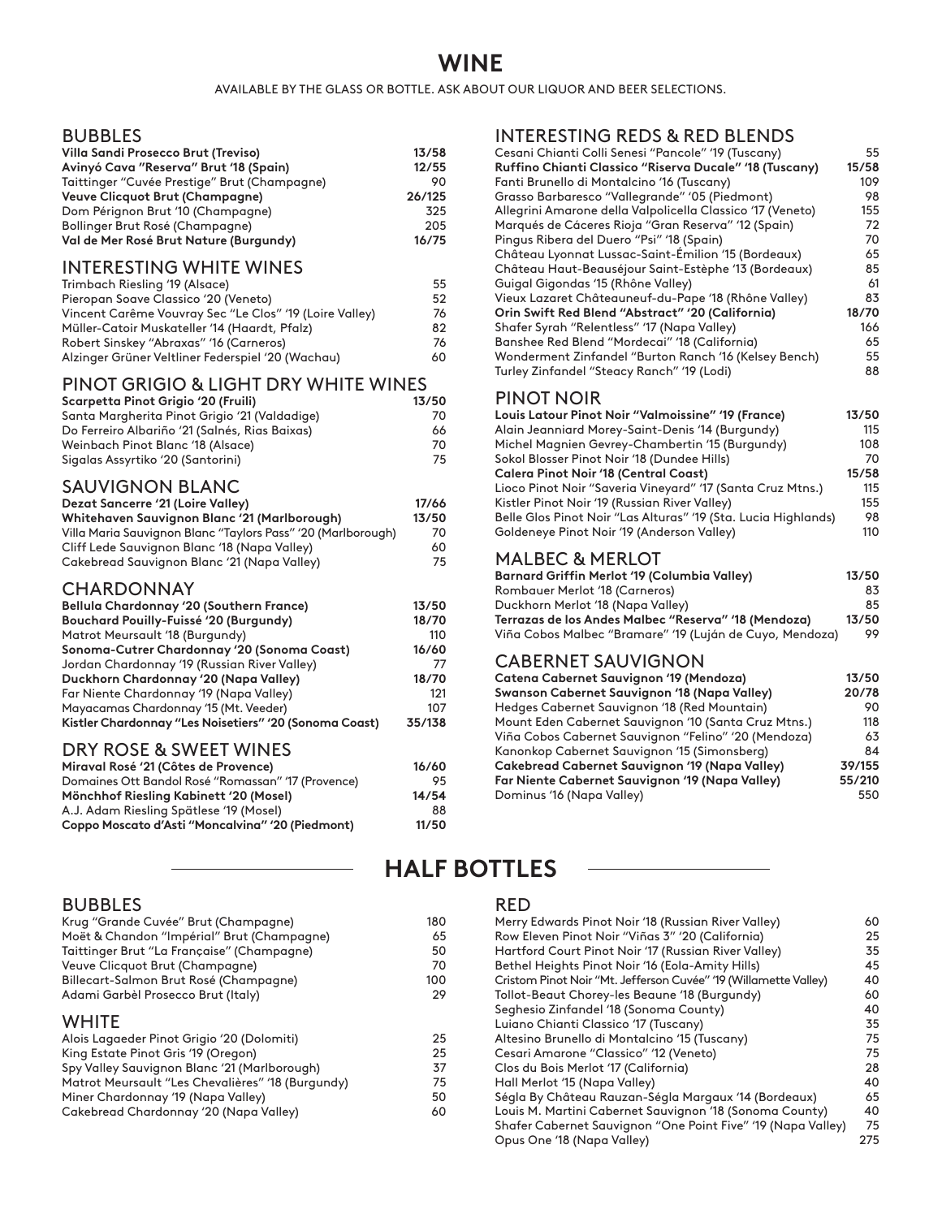# WINE

AVAILABLE BY THE GLASS OR BOTTLE. ASK ABOUT OUR LIQUOR AND BEER SELECTIONS.

## BUBBLES

| | |
|---|---|
| **Villa Sandi Prosecco Brut (Treviso)** | **13/58** |
| **Avinyó Cava "Reserva" Brut '18 (Spain)** | **12/55** |
| Taittinger "Cuvée Prestige" Brut (Champagne) | 90 |
| **Veuve Clicquot Brut (Champagne)** | **26/125** |
| Dom Pérignon Brut '10 (Champagne) | 325 |
| Bollinger Brut Rosé (Champagne) | 205 |
| **Val de Mer Rosé Brut Nature (Burgundy)** | **16/75** |

## INTERESTING WHITE WINES

| | |
|---|---|
| Trimbach Riesling '19 (Alsace) | 55 |
| Pieropan Soave Classico '20 (Veneto) | 52 |
| Vincent Carême Vouvray Sec "Le Clos" '19 (Loire Valley) | 76 |
| Müller-Catoir Muskateller '14 (Haardt, Pfalz) | 82 |
| Robert Sinskey "Abraxas" '16 (Carneros) | 76 |
| Alzinger Grüner Veltliner Federspiel '20 (Wachau) | 60 |

## PINOT GRIGIO & LIGHT DRY WHITE WINES

| | |
|---|---|
| **Scarpetta Pinot Grigio '20 (Fruili)** | **13/50** |
| Santa Margherita Pinot Grigio '21 (Valdadige) | 70 |
| Do Ferreiro Albariño '21 (Salnés, Rias Baixas) | 66 |
| Weinbach Pinot Blanc '18 (Alsace) | 70 |
| Sigalas Assyrtiko '20 (Santorini) | 75 |

## SAUVIGNON BLANC

| | |
|---|---|
| **Dezat Sancerre '21 (Loire Valley)** | **17/66** |
| **Whitehaven Sauvignon Blanc '21 (Marlborough)** | **13/50** |
| Villa Maria Sauvignon Blanc "Taylors Pass" '20 (Marlborough) | 70 |
| Cliff Lede Sauvignon Blanc '18 (Napa Valley) | 60 |
| Cakebread Sauvignon Blanc '21 (Napa Valley) | 75 |

## CHARDONNAY

| | |
|---|---|
| **Bellula Chardonnay '20 (Southern France)** | **13/50** |
| **Bouchard Pouilly-Fuissé '20 (Burgundy)** | **18/70** |
| Matrot Meursault '18 (Burgundy) | 110 |
| **Sonoma-Cutrer Chardonnay '20 (Sonoma Coast)** | **16/60** |
| Jordan Chardonnay '19 (Russian River Valley) | 77 |
| **Duckhorn Chardonnay '20 (Napa Valley)** | **18/70** |
| Far Niente Chardonnay '19 (Napa Valley) | 121 |
| Mayacamas Chardonnay '15 (Mt. Veeder) | 107 |
| **Kistler Chardonnay "Les Noisetiers" '20 (Sonoma Coast)** | **35/138** |

## DRY ROSE & SWEET WINES

| | |
|---|---|
| **Miraval Rosé '21 (Côtes de Provence)** | **16/60** |
| Domaines Ott Bandol Rosé "Romassan" '17 (Provence) | 95 |
| **Mönchhof Riesling Kabinett '20 (Mosel)** | **14/54** |
| A.J. Adam Riesling Spätlese '19 (Mosel) | 88 |
| **Coppo Moscato d'Asti "Moncalvina" '20 (Piedmont)** | **11/50** |

## INTERESTING REDS & RED BLENDS

| | |
|---|---|
| Cesani Chianti Colli Senesi "Pancole" '19 (Tuscany) | 55 |
| **Ruffino Chianti Classico "Riserva Ducale" '18 (Tuscany)** | **15/58** |
| Fanti Brunello di Montalcino '16 (Tuscany) | 109 |
| Grasso Barbaresco "Vallegrande" '05 (Piedmont) | 98 |
| Allegrini Amarone della Valpolicella Classico '17 (Veneto) | 155 |
| Marqués de Cáceres Rioja "Gran Reserva" '12 (Spain) | 72 |
| Pingus Ribera del Duero "Psi" '18 (Spain) | 70 |
| Château Lyonnat Lussac-Saint-Émilion '15 (Bordeaux) | 65 |
| Château Haut-Beauséjour Saint-Estèphe '13 (Bordeaux) | 85 |
| Guigal Gigondas '15 (Rhône Valley) | 61 |
| Vieux Lazaret Châteauneuf-du-Pape '18 (Rhône Valley) | 83 |
| **Orin Swift Red Blend "Abstract" '20 (California)** | **18/70** |
| Shafer Syrah "Relentless" '17 (Napa Valley) | 166 |
| Banshee Red Blend "Mordecai" '18 (California) | 65 |
| Wonderment Zinfandel "Burton Ranch '16 (Kelsey Bench) | 55 |
| Turley Zinfandel "Steacy Ranch" '19 (Lodi) | 88 |

## PINOT NOIR

| | |
|---|---|
| **Louis Latour Pinot Noir "Valmoissine" '19 (France)** | **13/50** |
| Alain Jeanniard Morey-Saint-Denis '14 (Burgundy) | 115 |
| Michel Magnien Gevrey-Chambertin '15 (Burgundy) | 108 |
| Sokol Blosser Pinot Noir '18 (Dundee Hills) | 70 |
| **Calera Pinot Noir '18 (Central Coast)** | **15/58** |
| Lioco Pinot Noir "Saveria Vineyard" '17 (Santa Cruz Mtns.) | 115 |
| Kistler Pinot Noir '19 (Russian River Valley) | 155 |
| Belle Glos Pinot Noir "Las Alturas" '19 (Sta. Lucia Highlands) | 98 |
| Goldeneye Pinot Noir '19 (Anderson Valley) | 110 |

## MALBEC & MERLOT

| | |
|---|---|
| **Barnard Griffin Merlot '19 (Columbia Valley)** | **13/50** |
| Rombauer Merlot '18 (Carneros) | 83 |
| Duckhorn Merlot '18 (Napa Valley) | 85 |
| **Terrazas de los Andes Malbec "Reserva" '18 (Mendoza)** | **13/50** |
| Viña Cobos Malbec "Bramare" '19 (Luján de Cuyo, Mendoza) | 99 |

## CABERNET SAUVIGNON

| | |
|---|---|
| **Catena Cabernet Sauvignon '19 (Mendoza)** | **13/50** |
| **Swanson Cabernet Sauvignon '18 (Napa Valley)** | **20/78** |
| Hedges Cabernet Sauvignon '18 (Red Mountain) | 90 |
| Mount Eden Cabernet Sauvignon '10 (Santa Cruz Mtns.) | 118 |
| Viña Cobos Cabernet Sauvignon "Felino" '20 (Mendoza) | 63 |
| Kanonkop Cabernet Sauvignon '15 (Simonsberg) | 84 |
| **Cakebread Cabernet Sauvignon '19 (Napa Valley)** | **39/155** |
| **Far Niente Cabernet Sauvignon '19 (Napa Valley)** | **55/210** |
| Dominus '16 (Napa Valley) | 550 |

# HALF BOTTLES

## BUBBLES

| | |
|---|---|
| Krug "Grande Cuvée" Brut (Champagne) | 180 |
| Moët & Chandon "Impérial" Brut (Champagne) | 65 |
| Taittinger Brut "La Française" (Champagne) | 50 |
| Veuve Clicquot Brut (Champagne) | 70 |
| Billecart-Salmon Brut Rosé (Champagne) | 100 |
| Adami Garbèl Prosecco Brut (Italy) | 29 |

## WHITE

| | |
|---|---|
| Alois Lagaeder Pinot Grigio '20 (Dolomiti) | 25 |
| King Estate Pinot Gris '19 (Oregon) | 25 |
| Spy Valley Sauvignon Blanc '21 (Marlborough) | 37 |
| Matrot Meursault "Les Chevalières" '18 (Burgundy) | 75 |
| Miner Chardonnay '19 (Napa Valley) | 50 |
| Cakebread Chardonnay '20 (Napa Valley) | 60 |

## RED

| | |
|---|---|
| Merry Edwards Pinot Noir '18 (Russian River Valley) | 60 |
| Row Eleven Pinot Noir "Viñas 3" '20 (California) | 25 |
| Hartford Court Pinot Noir '17 (Russian River Valley) | 35 |
| Bethel Heights Pinot Noir '16 (Eola-Amity Hills) | 45 |
| Cristom Pinot Noir "Mt. Jefferson Cuvée" '19 (Willamette Valley) | 40 |
| Tollot-Beaut Chorey-les Beaune '18 (Burgundy) | 60 |
| Seghesio Zinfandel '18 (Sonoma County) | 40 |
| Luiano Chianti Classico '17 (Tuscany) | 35 |
| Altesino Brunello di Montalcino '15 (Tuscany) | 75 |
| Cesari Amarone "Classico" '12 (Veneto) | 75 |
| Clos du Bois Merlot '17 (California) | 28 |
| Hall Merlot '15 (Napa Valley) | 40 |
| Ségla By Château Rauzan-Ségla Margaux '14 (Bordeaux) | 65 |
| Louis M. Martini Cabernet Sauvignon '18 (Sonoma County) | 40 |
| Shafer Cabernet Sauvignon "One Point Five" '19 (Napa Valley) | 75 |
| Opus One '18 (Napa Valley) | 275 |